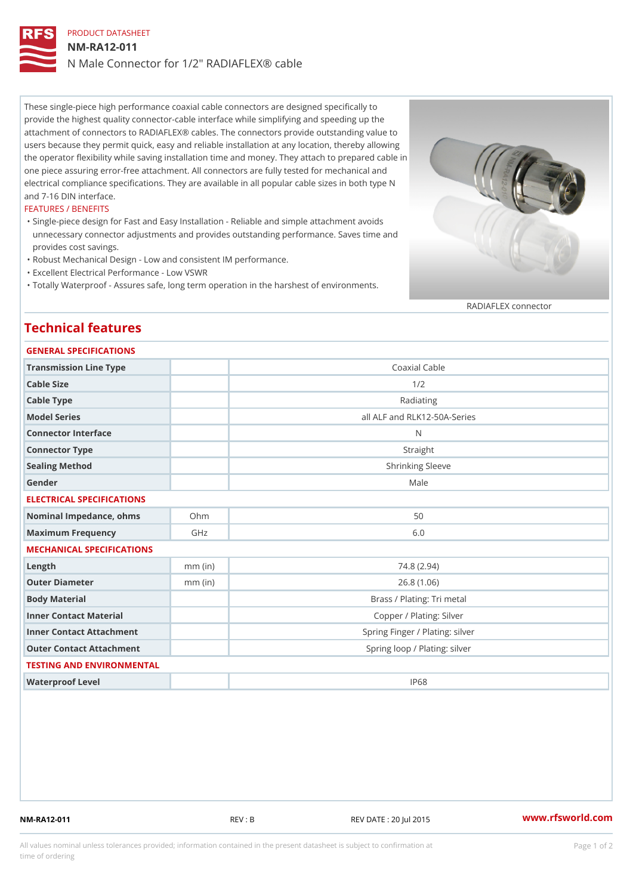PRODUCT DATASHEET

# NM-RA12-011

## N Male Connector for 1/2" RADIAFLEX® cable

These single-piece high performance coaxial cable connectors are designed specifically to provide the highest quality connector-cable interface while simplifying and speeding up the attachment of connectors to RADIAFLEX® cables. The connectors provide outstanding value to users because they permit quick, easy and reliable installation at any location, thereby allowing the operator flexibility while saving installation time and money. They attach to prepared cable in one piece assuring error-free attachment. All connectors are fully tested for mechanical and electrical compliance specifications. They are available in all popular cable sizes in both type N and 7-16 DIN interface.

FEATURES / BENEFITS

- Single-piece design for Fast and Easy Installation - Reliable and simple attachment avoids unnecessary connector adjustments and provides outstanding performance. Saves time and provides cost savings.
- Robust Mechanical Design - Low and consistent IM performance.
- Excellent Electrical Performance - Low VSWR
- Totally Waterproof - Assures safe, long term operation in the harshest of environments.

RADIAFLEX connector

## Technical features

### GENERAL SPECIFICATIONS

| | | |
|---|---|---|
| Transmission Line Type | | Coaxial Cable |
| Cable Size | | 1/2 |
| Cable Type | | Radiating |
| Model Series | | all ALF and RLK12-50A-Series |
| Connector Interface | | N |
| Connector Type | | Straight |
| Sealing Method | | Shrinking Sleeve |
| Gender | | Male |

### ELECTRICAL SPECIFICATIONS

| | | |
|---|---|---|
| Nominal Impedance, ohms | Ohm | 50 |
| Maximum Frequency | GHz | 6.0 |

### MECHANICAL SPECIFICATIONS

| | | |
|---|---|---|
| Length | mm (in) | 74.8 (2.94) |
| Outer Diameter | mm (in) | 26.8 (1.06) |
| Body Material | | Brass / Plating: Tri metal |
| Inner Contact Material | | Copper / Plating: Silver |
| Inner Contact Attachment | | Spring Finger / Plating: silver |
| Outer Contact Attachment | | Spring loop / Plating: silver |

### TESTING AND ENVIRONMENTAL

| | | |
|---|---|---|
| Waterproof Level | | IP68 |

NM-RA12-011 REV : B REV DATE : 20 Jul 2015 www.rfsworld.com

All values nominal unless tolerances provided; information contained in the present datasheet is subject to confirmation at time of ordering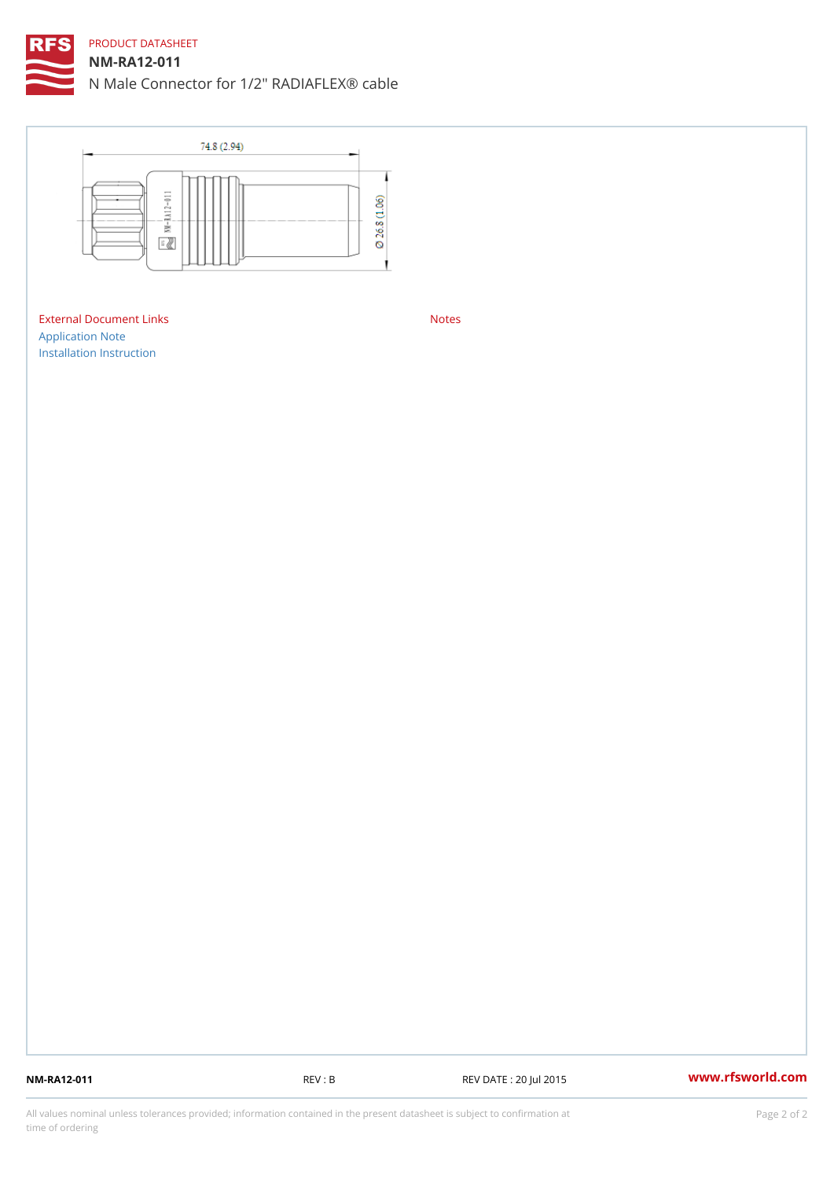PRODUCT DATASHEET

# NM-RA12-011

N Male Connector for 1/2" RADIAFLEX® cable

74.8 (2.94)

Ø 26.8 (1.06)

NM-RA12-011

## External Document Links

Application Note

Installation Instruction

## Notes

NM-RA12-011 REV : B REV DATE : 20 Jul 2015 www.rfsworld.com

All values nominal unless tolerances provided; information contained in the present datasheet is subject to confirmation at time of ordering